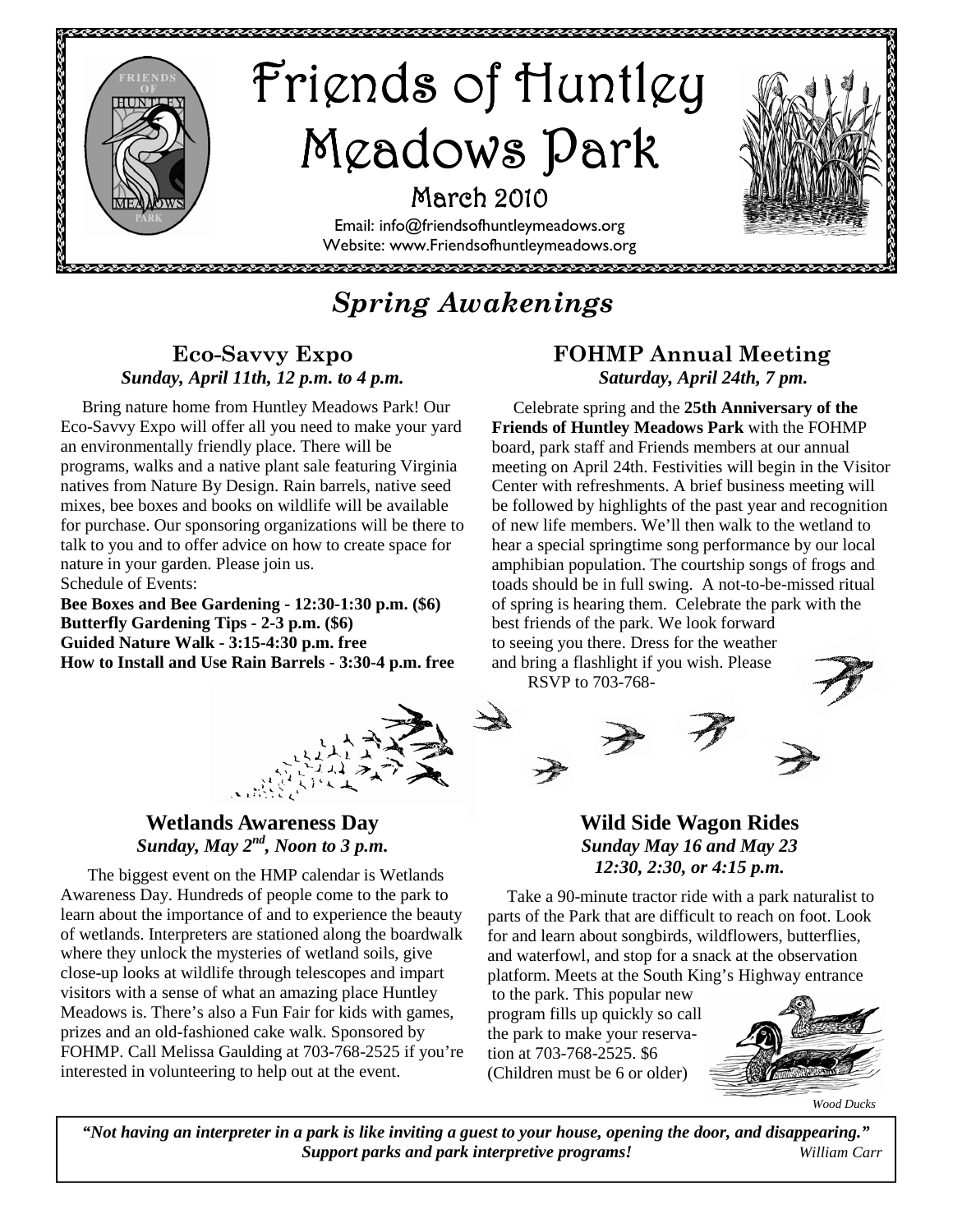# Friends of Huntley Meadows Park

March 2010

Email: info@friendsofhuntleymeadows.org
Website: www.Friendsofhuntleymeadows.org

## *Spring Awakenings*

### Eco-Savvy Expo

***Sunday, April 11th, 12 p.m. to 4 p.m.***

Bring nature home from Huntley Meadows Park! Our Eco-Savvy Expo will offer all you need to make your yard an environmentally friendly place. There will be programs, walks and a native plant sale featuring Virginia natives from Nature By Design. Rain barrels, native seed mixes, bee boxes and books on wildlife will be available for purchase. Our sponsoring organizations will be there to talk to you and to offer advice on how to create space for nature in your garden. Please join us.

Schedule of Events:

**Bee Boxes and Bee Gardening - 12:30-1:30 p.m. ($6)**
**Butterfly Gardening Tips - 2-3 p.m. ($6)**
**Guided Nature Walk - 3:15-4:30 p.m. free**
**How to Install and Use Rain Barrels - 3:30-4 p.m. free**

### FOHMP Annual Meeting

***Saturday, April 24th, 7 pm.***

Celebrate spring and the **25th Anniversary of the Friends of Huntley Meadows Park** with the FOHMP board, park staff and Friends members at our annual meeting on April 24th. Festivities will begin in the Visitor Center with refreshments. A brief business meeting will be followed by highlights of the past year and recognition of new life members. We'll then walk to the wetland to hear a special springtime song performance by our local amphibian population. The courtship songs of frogs and toads should be in full swing. A not-to-be-missed ritual of spring is hearing them. Celebrate the park with the best friends of the park. We look forward to seeing you there. Dress for the weather and bring a flashlight if you wish. Please RSVP to 703-768-

### Wetlands Awareness Day

***Sunday, May 2nd, Noon to 3 p.m.***

The biggest event on the HMP calendar is Wetlands Awareness Day. Hundreds of people come to the park to learn about the importance of and to experience the beauty of wetlands. Interpreters are stationed along the boardwalk where they unlock the mysteries of wetland soils, give close-up looks at wildlife through telescopes and impart visitors with a sense of what an amazing place Huntley Meadows is. There's also a Fun Fair for kids with games, prizes and an old-fashioned cake walk. Sponsored by FOHMP. Call Melissa Gaulding at 703-768-2525 if you're interested in volunteering to help out at the event.

### Wild Side Wagon Rides

***Sunday May 16 and May 23***
***12:30, 2:30, or 4:15 p.m.***

Take a 90-minute tractor ride with a park naturalist to parts of the Park that are difficult to reach on foot. Look for and learn about songbirds, wildflowers, butterflies, and waterfowl, and stop for a snack at the observation platform. Meets at the South King's Highway entrance to the park. This popular new program fills up quickly so call the park to make your reservation at 703-768-2525. $6 (Children must be 6 or older)

*Wood Ducks*

***"Not having an interpreter in a park is like inviting a guest to your house, opening the door, and disappearing." Support parks and park interpretive programs!*** *William Carr*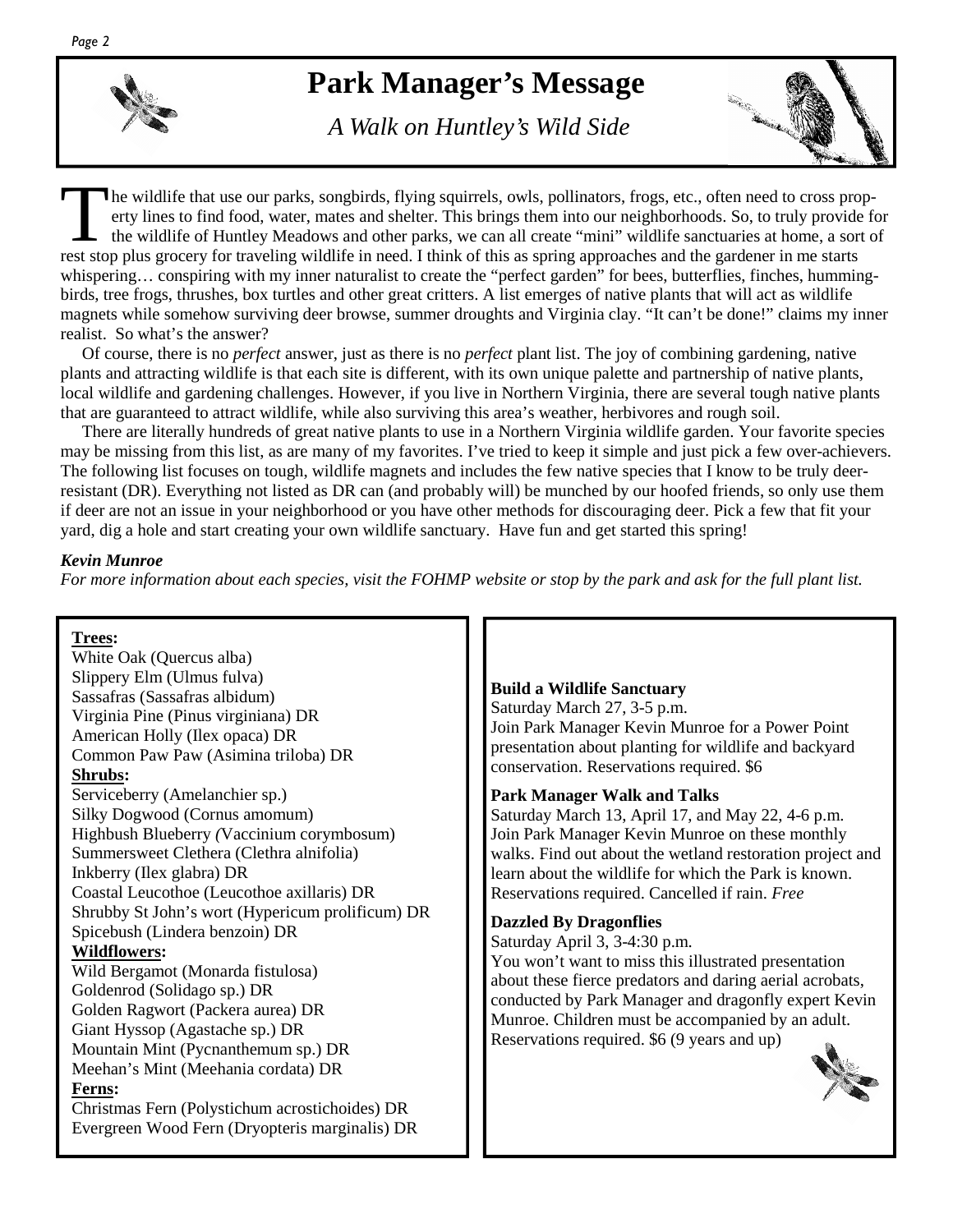# Park Manager's Message

*A Walk on Huntley's Wild Side*

The wildlife that use our parks, songbirds, flying squirrels, owls, pollinators, frogs, etc., often need to cross property lines to find food, water, mates and shelter. This brings them into our neighborhoods. So, to truly provide for the wildlife of Huntley Meadows and other parks, we can all create "mini" wildlife sanctuaries at home, a sort of rest stop plus grocery for traveling wildlife in need. I think of this as spring approaches and the gardener in me starts whispering… conspiring with my inner naturalist to create the "perfect garden" for bees, butterflies, finches, hummingbirds, tree frogs, thrushes, box turtles and other great critters. A list emerges of native plants that will act as wildlife magnets while somehow surviving deer browse, summer droughts and Virginia clay. "It can't be done!" claims my inner realist. So what's the answer?

Of course, there is no *perfect* answer, just as there is no *perfect* plant list. The joy of combining gardening, native plants and attracting wildlife is that each site is different, with its own unique palette and partnership of native plants, local wildlife and gardening challenges. However, if you live in Northern Virginia, there are several tough native plants that are guaranteed to attract wildlife, while also surviving this area's weather, herbivores and rough soil.

There are literally hundreds of great native plants to use in a Northern Virginia wildlife garden. Your favorite species may be missing from this list, as are many of my favorites. I've tried to keep it simple and just pick a few over-achievers. The following list focuses on tough, wildlife magnets and includes the few native species that I know to be truly deer-resistant (DR). Everything not listed as DR can (and probably will) be munched by our hoofed friends, so only use them if deer are not an issue in your neighborhood or you have other methods for discouraging deer. Pick a few that fit your yard, dig a hole and start creating your own wildlife sanctuary. Have fun and get started this spring!

***Kevin Munroe***

*For more information about each species, visit the FOHMP website or stop by the park and ask for the full plant list.*

**Trees:**

White Oak (Quercus alba)  
Slippery Elm (Ulmus fulva)  
Sassafras (Sassafras albidum)  
Virginia Pine (Pinus virginiana) DR  
American Holly (Ilex opaca) DR  
Common Paw Paw (Asimina triloba) DR

**Shrubs:**

Serviceberry (Amelanchier sp.)  
Silky Dogwood (Cornus amomum)  
Highbush Blueberry (Vaccinium corymbosum)  
Summersweet Clethera (Clethra alnifolia)  
Inkberry (Ilex glabra) DR  
Coastal Leucothoe (Leucothoe axillaris) DR  
Shrubby St John's wort (Hypericum prolificum) DR  
Spicebush (Lindera benzoin) DR

**Wildflowers:**

Wild Bergamot (Monarda fistulosa)  
Goldenrod (Solidago sp.) DR  
Golden Ragwort (Packera aurea) DR  
Giant Hyssop (Agastache sp.) DR  
Mountain Mint (Pycnanthemum sp.) DR  
Meehan's Mint (Meehania cordata) DR

**Ferns:**

Christmas Fern (Polystichum acrostichoides) DR  
Evergreen Wood Fern (Dryopteris marginalis) DR

**Build a Wildlife Sanctuary**  
Saturday March 27, 3-5 p.m.  
Join Park Manager Kevin Munroe for a Power Point presentation about planting for wildlife and backyard conservation. Reservations required. $6

**Park Manager Walk and Talks**  
Saturday March 13, April 17, and May 22, 4-6 p.m.  
Join Park Manager Kevin Munroe on these monthly walks. Find out about the wetland restoration project and learn about the wildlife for which the Park is known. Reservations required. Cancelled if rain. *Free*

**Dazzled By Dragonflies**  
Saturday April 3, 3-4:30 p.m.  
You won't want to miss this illustrated presentation about these fierce predators and daring aerial acrobats, conducted by Park Manager and dragonfly expert Kevin Munroe. Children must be accompanied by an adult. Reservations required. $6 (9 years and up)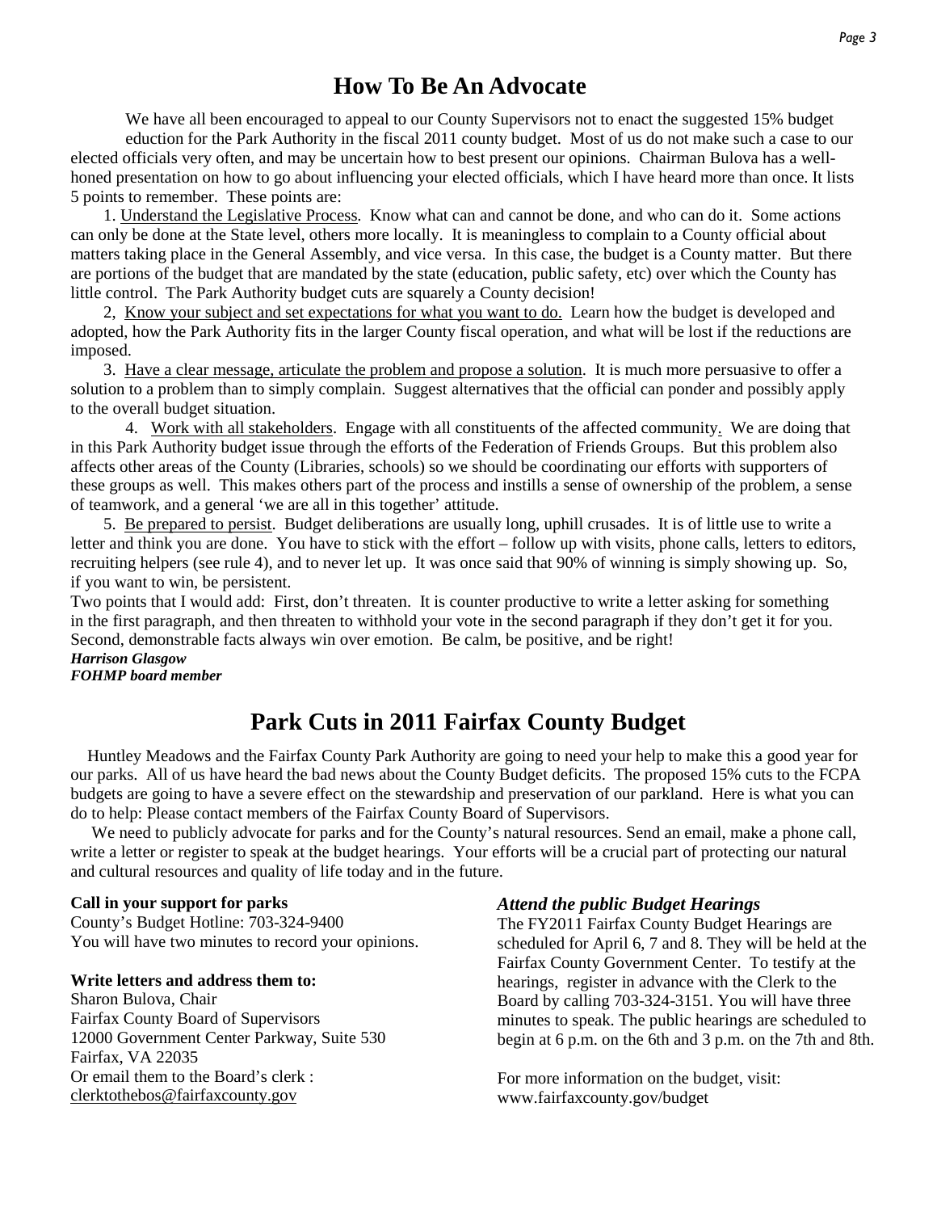# How To Be An Advocate

We have all been encouraged to appeal to our County Supervisors not to enact the suggested 15% budget eduction for the Park Authority in the fiscal 2011 county budget. Most of us do not make such a case to our elected officials very often, and may be uncertain how to best present our opinions. Chairman Bulova has a well-honed presentation on how to go about influencing your elected officials, which I have heard more than once. It lists 5 points to remember. These points are:

1. Understand the Legislative Process. Know what can and cannot be done, and who can do it. Some actions can only be done at the State level, others more locally. It is meaningless to complain to a County official about matters taking place in the General Assembly, and vice versa. In this case, the budget is a County matter. But there are portions of the budget that are mandated by the state (education, public safety, etc) over which the County has little control. The Park Authority budget cuts are squarely a County decision!

2, Know your subject and set expectations for what you want to do. Learn how the budget is developed and adopted, how the Park Authority fits in the larger County fiscal operation, and what will be lost if the reductions are imposed.

3. Have a clear message, articulate the problem and propose a solution. It is much more persuasive to offer a solution to a problem than to simply complain. Suggest alternatives that the official can ponder and possibly apply to the overall budget situation.

4. Work with all stakeholders. Engage with all constituents of the affected community. We are doing that in this Park Authority budget issue through the efforts of the Federation of Friends Groups. But this problem also affects other areas of the County (Libraries, schools) so we should be coordinating our efforts with supporters of these groups as well. This makes others part of the process and instills a sense of ownership of the problem, a sense of teamwork, and a general 'we are all in this together' attitude.

5. Be prepared to persist. Budget deliberations are usually long, uphill crusades. It is of little use to write a letter and think you are done. You have to stick with the effort – follow up with visits, phone calls, letters to editors, recruiting helpers (see rule 4), and to never let up. It was once said that 90% of winning is simply showing up. So, if you want to win, be persistent.

Two points that I would add: First, don't threaten. It is counter productive to write a letter asking for something in the first paragraph, and then threaten to withhold your vote in the second paragraph if they don't get it for you. Second, demonstrable facts always win over emotion. Be calm, be positive, and be right!

***Harrison Glasgow***
***FOHMP board member***

# Park Cuts in 2011 Fairfax County Budget

Huntley Meadows and the Fairfax County Park Authority are going to need your help to make this a good year for our parks. All of us have heard the bad news about the County Budget deficits. The proposed 15% cuts to the FCPA budgets are going to have a severe effect on the stewardship and preservation of our parkland. Here is what you can do to help: Please contact members of the Fairfax County Board of Supervisors.

We need to publicly advocate for parks and for the County's natural resources. Send an email, make a phone call, write a letter or register to speak at the budget hearings. Your efforts will be a crucial part of protecting our natural and cultural resources and quality of life today and in the future.

**Call in your support for parks**
County's Budget Hotline: 703-324-9400
You will have two minutes to record your opinions.

**Write letters and address them to:**
Sharon Bulova, Chair
Fairfax County Board of Supervisors
12000 Government Center Parkway, Suite 530
Fairfax, VA 22035
Or email them to the Board's clerk :
clerktothebos@fairfaxcounty.gov

***Attend the public Budget Hearings***
The FY2011 Fairfax County Budget Hearings are scheduled for April 6, 7 and 8. They will be held at the Fairfax County Government Center. To testify at the hearings, register in advance with the Clerk to the Board by calling 703-324-3151. You will have three minutes to speak. The public hearings are scheduled to begin at 6 p.m. on the 6th and 3 p.m. on the 7th and 8th.

For more information on the budget, visit:
www.fairfaxcounty.gov/budget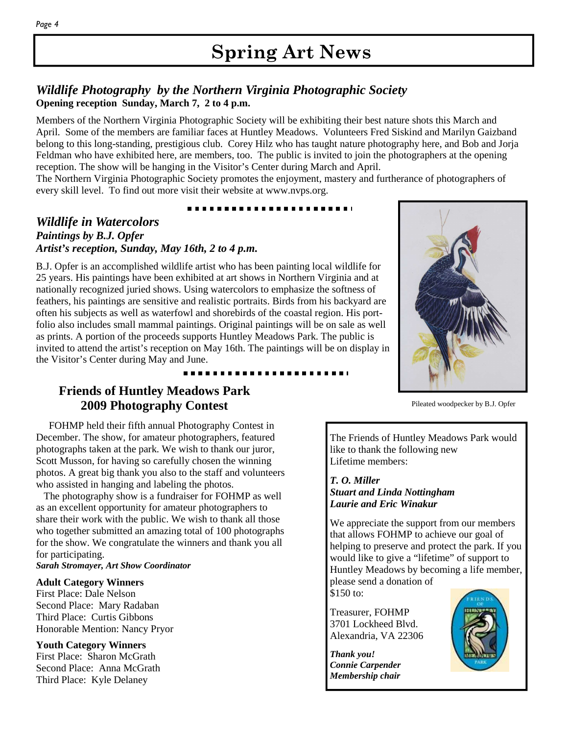# Spring Art News

## *Wildlife Photography by the Northern Virginia Photographic Society*

**Opening reception Sunday, March 7, 2 to 4 p.m.**

Members of the Northern Virginia Photographic Society will be exhibiting their best nature shots this March and April. Some of the members are familiar faces at Huntley Meadows. Volunteers Fred Siskind and Marilyn Gaizband belong to this long-standing, prestigious club. Corey Hilz who has taught nature photography here, and Bob and Jorja Feldman who have exhibited here, are members, too. The public is invited to join the photographers at the opening reception. The show will be hanging in the Visitor's Center during March and April.

The Northern Virginia Photographic Society promotes the enjoyment, mastery and furtherance of photographers of every skill level. To find out more visit their website at www.nvps.org.

## *Wildlife in Watercolors*

***Paintings by B.J. Opfer***

***Artist's reception, Sunday, May 16th, 2 to 4 p.m.***

B.J. Opfer is an accomplished wildlife artist who has been painting local wildlife for 25 years. His paintings have been exhibited at art shows in Northern Virginia and at nationally recognized juried shows. Using watercolors to emphasize the softness of feathers, his paintings are sensitive and realistic portraits. Birds from his backyard are often his subjects as well as waterfowl and shorebirds of the coastal region. His portfolio also includes small mammal paintings. Original paintings will be on sale as well as prints. A portion of the proceeds supports Huntley Meadows Park. The public is invited to attend the artist's reception on May 16th. The paintings will be on display in the Visitor's Center during May and June.

Pileated woodpecker by B.J. Opfer

## Friends of Huntley Meadows Park 2009 Photography Contest

FOHMP held their fifth annual Photography Contest in December. The show, for amateur photographers, featured photographs taken at the park. We wish to thank our juror, Scott Musson, for having so carefully chosen the winning photos. A great big thank you also to the staff and volunteers who assisted in hanging and labeling the photos.

The photography show is a fundraiser for FOHMP as well as an excellent opportunity for amateur photographers to share their work with the public. We wish to thank all those who together submitted an amazing total of 100 photographs for the show. We congratulate the winners and thank you all for participating.

***Sarah Stromayer, Art Show Coordinator***

**Adult Category Winners**

First Place: Dale Nelson
Second Place: Mary Radaban
Third Place: Curtis Gibbons
Honorable Mention: Nancy Pryor

**Youth Category Winners**

First Place: Sharon McGrath
Second Place: Anna McGrath
Third Place: Kyle Delaney

---

The Friends of Huntley Meadows Park would like to thank the following new Lifetime members:

***T. O. Miller***
***Stuart and Linda Nottingham***
***Laurie and Eric Winakur***

We appreciate the support from our members that allows FOHMP to achieve our goal of helping to preserve and protect the park. If you would like to give a "lifetime" of support to Huntley Meadows by becoming a life member, please send a donation of $150 to:

Treasurer, FOHMP
3701 Lockheed Blvd.
Alexandria, VA 22306

***Thank you!***
***Connie Carpender***
***Membership chair***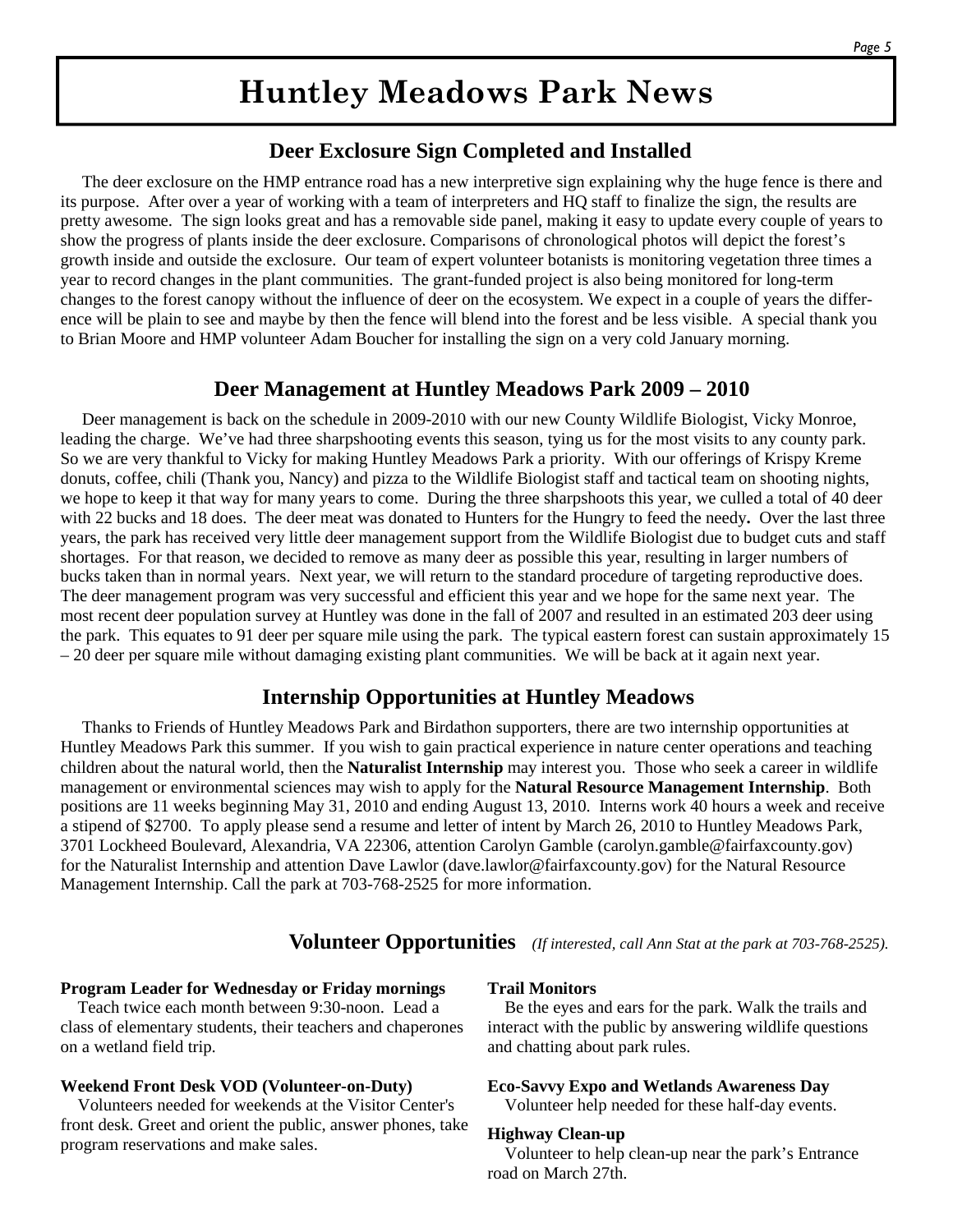# Huntley Meadows Park News

## Deer Exclosure Sign Completed and Installed

The deer exclosure on the HMP entrance road has a new interpretive sign explaining why the huge fence is there and its purpose. After over a year of working with a team of interpreters and HQ staff to finalize the sign, the results are pretty awesome. The sign looks great and has a removable side panel, making it easy to update every couple of years to show the progress of plants inside the deer exclosure. Comparisons of chronological photos will depict the forest's growth inside and outside the exclosure. Our team of expert volunteer botanists is monitoring vegetation three times a year to record changes in the plant communities. The grant-funded project is also being monitored for long-term changes to the forest canopy without the influence of deer on the ecosystem. We expect in a couple of years the difference will be plain to see and maybe by then the fence will blend into the forest and be less visible. A special thank you to Brian Moore and HMP volunteer Adam Boucher for installing the sign on a very cold January morning.

## Deer Management at Huntley Meadows Park 2009 – 2010

Deer management is back on the schedule in 2009-2010 with our new County Wildlife Biologist, Vicky Monroe, leading the charge. We've had three sharpshooting events this season, tying us for the most visits to any county park. So we are very thankful to Vicky for making Huntley Meadows Park a priority. With our offerings of Krispy Kreme donuts, coffee, chili (Thank you, Nancy) and pizza to the Wildlife Biologist staff and tactical team on shooting nights, we hope to keep it that way for many years to come. During the three sharpshoots this year, we culled a total of 40 deer with 22 bucks and 18 does. The deer meat was donated to Hunters for the Hungry to feed the needy**.** Over the last three years, the park has received very little deer management support from the Wildlife Biologist due to budget cuts and staff shortages. For that reason, we decided to remove as many deer as possible this year, resulting in larger numbers of bucks taken than in normal years. Next year, we will return to the standard procedure of targeting reproductive does. The deer management program was very successful and efficient this year and we hope for the same next year. The most recent deer population survey at Huntley was done in the fall of 2007 and resulted in an estimated 203 deer using the park. This equates to 91 deer per square mile using the park. The typical eastern forest can sustain approximately 15 – 20 deer per square mile without damaging existing plant communities. We will be back at it again next year.

## Internship Opportunities at Huntley Meadows

Thanks to Friends of Huntley Meadows Park and Birdathon supporters, there are two internship opportunities at Huntley Meadows Park this summer. If you wish to gain practical experience in nature center operations and teaching children about the natural world, then the **Naturalist Internship** may interest you. Those who seek a career in wildlife management or environmental sciences may wish to apply for the **Natural Resource Management Internship**. Both positions are 11 weeks beginning May 31, 2010 and ending August 13, 2010. Interns work 40 hours a week and receive a stipend of $2700. To apply please send a resume and letter of intent by March 26, 2010 to Huntley Meadows Park, 3701 Lockheed Boulevard, Alexandria, VA 22306, attention Carolyn Gamble (carolyn.gamble@fairfaxcounty.gov) for the Naturalist Internship and attention Dave Lawlor (dave.lawlor@fairfaxcounty.gov) for the Natural Resource Management Internship. Call the park at 703-768-2525 for more information.

## Volunteer Opportunities *(If interested, call Ann Stat at the park at 703-768-2525).*

**Program Leader for Wednesday or Friday mornings**
Teach twice each month between 9:30-noon. Lead a class of elementary students, their teachers and chaperones on a wetland field trip.

**Weekend Front Desk VOD (Volunteer-on-Duty)**
Volunteers needed for weekends at the Visitor Center's front desk. Greet and orient the public, answer phones, take program reservations and make sales.

**Trail Monitors**
Be the eyes and ears for the park. Walk the trails and interact with the public by answering wildlife questions and chatting about park rules.

**Eco-Savvy Expo and Wetlands Awareness Day**
Volunteer help needed for these half-day events.

**Highway Clean-up**
Volunteer to help clean-up near the park's Entrance road on March 27th.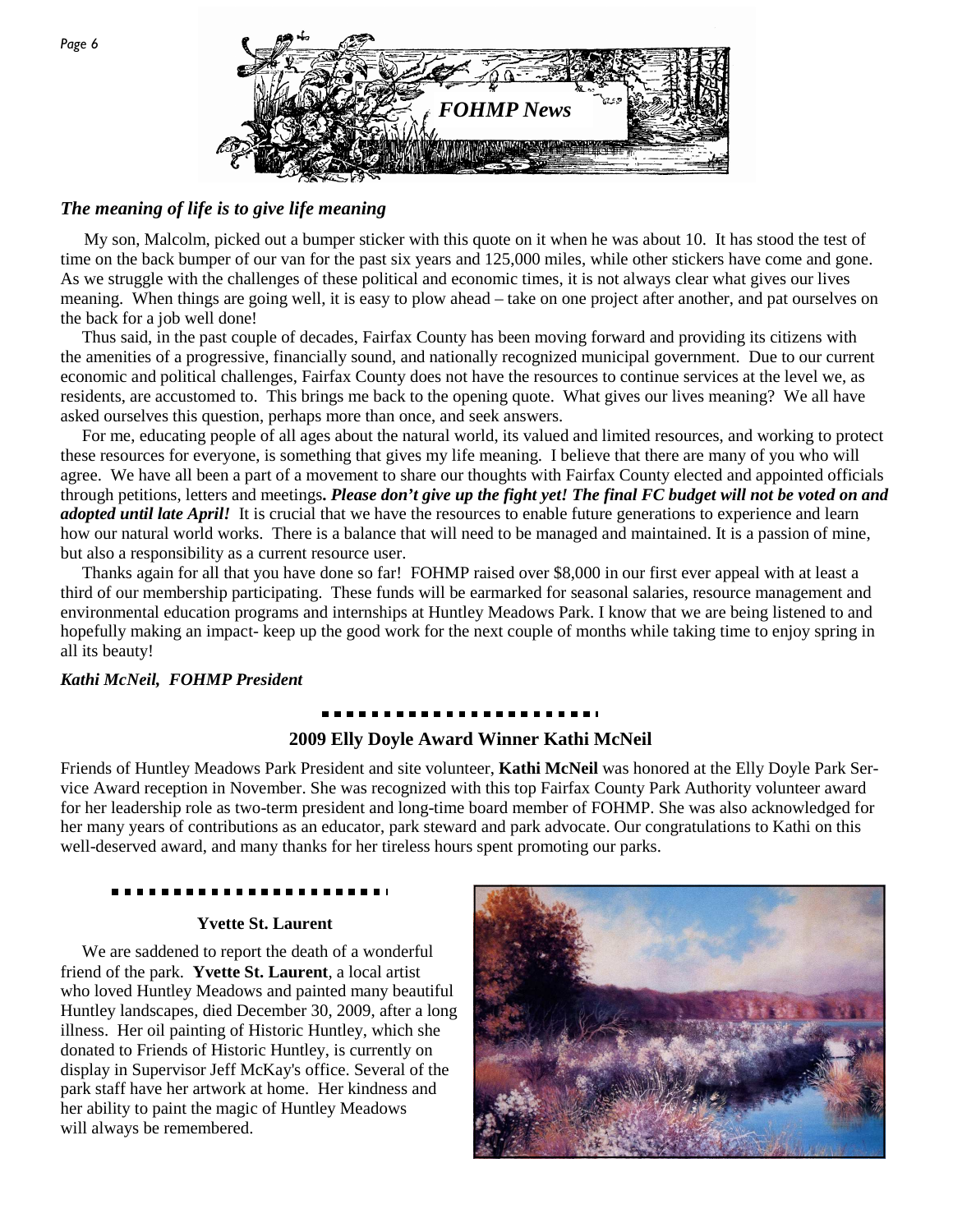FOHMP News

## *The meaning of life is to give life meaning*

My son, Malcolm, picked out a bumper sticker with this quote on it when he was about 10. It has stood the test of time on the back bumper of our van for the past six years and 125,000 miles, while other stickers have come and gone. As we struggle with the challenges of these political and economic times, it is not always clear what gives our lives meaning. When things are going well, it is easy to plow ahead – take on one project after another, and pat ourselves on the back for a job well done!

Thus said, in the past couple of decades, Fairfax County has been moving forward and providing its citizens with the amenities of a progressive, financially sound, and nationally recognized municipal government. Due to our current economic and political challenges, Fairfax County does not have the resources to continue services at the level we, as residents, are accustomed to. This brings me back to the opening quote. What gives our lives meaning? We all have asked ourselves this question, perhaps more than once, and seek answers.

For me, educating people of all ages about the natural world, its valued and limited resources, and working to protect these resources for everyone, is something that gives my life meaning. I believe that there are many of you who will agree. We have all been a part of a movement to share our thoughts with Fairfax County elected and appointed officials through petitions, letters and meetings**. *Please don't give up the fight yet! The final FC budget will not be voted on and adopted until late April!*** It is crucial that we have the resources to enable future generations to experience and learn how our natural world works. There is a balance that will need to be managed and maintained. It is a passion of mine, but also a responsibility as a current resource user.

Thanks again for all that you have done so far! FOHMP raised over $8,000 in our first ever appeal with at least a third of our membership participating. These funds will be earmarked for seasonal salaries, resource management and environmental education programs and internships at Huntley Meadows Park. I know that we are being listened to and hopefully making an impact- keep up the good work for the next couple of months while taking time to enjoy spring in all its beauty!

***Kathi McNeil, FOHMP President***

## 2009 Elly Doyle Award Winner Kathi McNeil

Friends of Huntley Meadows Park President and site volunteer, **Kathi McNeil** was honored at the Elly Doyle Park Service Award reception in November. She was recognized with this top Fairfax County Park Authority volunteer award for her leadership role as two-term president and long-time board member of FOHMP. She was also acknowledged for her many years of contributions as an educator, park steward and park advocate. Our congratulations to Kathi on this well-deserved award, and many thanks for her tireless hours spent promoting our parks.

## Yvette St. Laurent

We are saddened to report the death of a wonderful friend of the park. **Yvette St. Laurent**, a local artist who loved Huntley Meadows and painted many beautiful Huntley landscapes, died December 30, 2009, after a long illness. Her oil painting of Historic Huntley, which she donated to Friends of Historic Huntley, is currently on display in Supervisor Jeff McKay's office. Several of the park staff have her artwork at home. Her kindness and her ability to paint the magic of Huntley Meadows will always be remembered.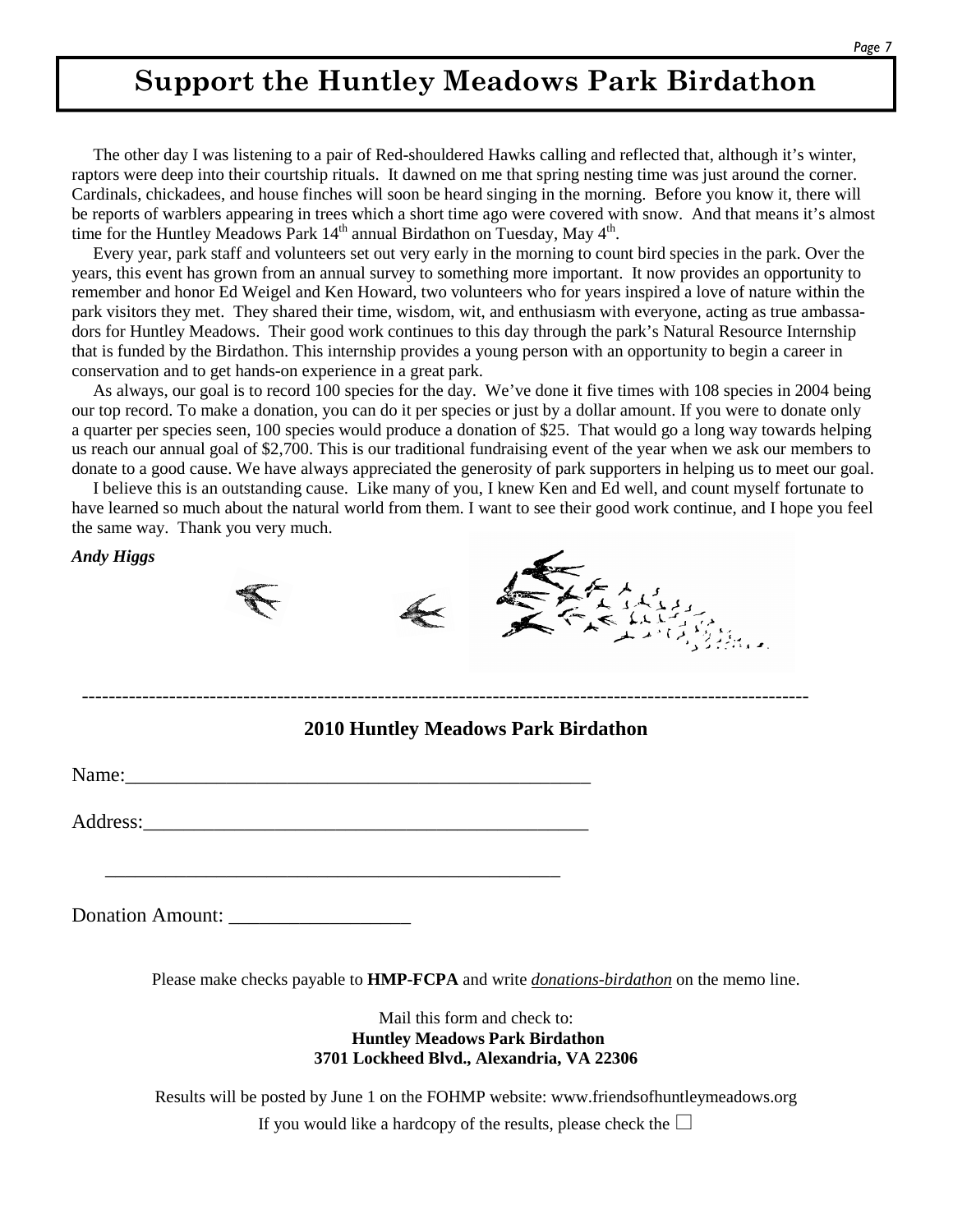# Support the Huntley Meadows Park Birdathon

The other day I was listening to a pair of Red-shouldered Hawks calling and reflected that, although it's winter, raptors were deep into their courtship rituals. It dawned on me that spring nesting time was just around the corner. Cardinals, chickadees, and house finches will soon be heard singing in the morning. Before you know it, there will be reports of warblers appearing in trees which a short time ago were covered with snow. And that means it's almost time for the Huntley Meadows Park 14th annual Birdathon on Tuesday, May 4th.

Every year, park staff and volunteers set out very early in the morning to count bird species in the park. Over the years, this event has grown from an annual survey to something more important. It now provides an opportunity to remember and honor Ed Weigel and Ken Howard, two volunteers who for years inspired a love of nature within the park visitors they met. They shared their time, wisdom, wit, and enthusiasm with everyone, acting as true ambassadors for Huntley Meadows. Their good work continues to this day through the park's Natural Resource Internship that is funded by the Birdathon. This internship provides a young person with an opportunity to begin a career in conservation and to get hands-on experience in a great park.

As always, our goal is to record 100 species for the day. We've done it five times with 108 species in 2004 being our top record. To make a donation, you can do it per species or just by a dollar amount. If you were to donate only a quarter per species seen, 100 species would produce a donation of $25. That would go a long way towards helping us reach our annual goal of $2,700. This is our traditional fundraising event of the year when we ask our members to donate to a good cause. We have always appreciated the generosity of park supporters in helping us to meet our goal.

I believe this is an outstanding cause. Like many of you, I knew Ken and Ed well, and count myself fortunate to have learned so much about the natural world from them. I want to see their good work continue, and I hope you feel the same way. Thank you very much.

***Andy Higgs***

---

## 2010 Huntley Meadows Park Birdathon

Name:________________________________________________

Address:_______________________________________________

_______________________________________________

Donation Amount: __________________

Please make checks payable to **HMP-FCPA** and write ***donations-birdathon*** on the memo line.

Mail this form and check to:
**Huntley Meadows Park Birdathon**
**3701 Lockheed Blvd., Alexandria, VA 22306**

Results will be posted by June 1 on the FOHMP website: www.friendsofhuntleymeadows.org

If you would like a hardcopy of the results, please check the ☐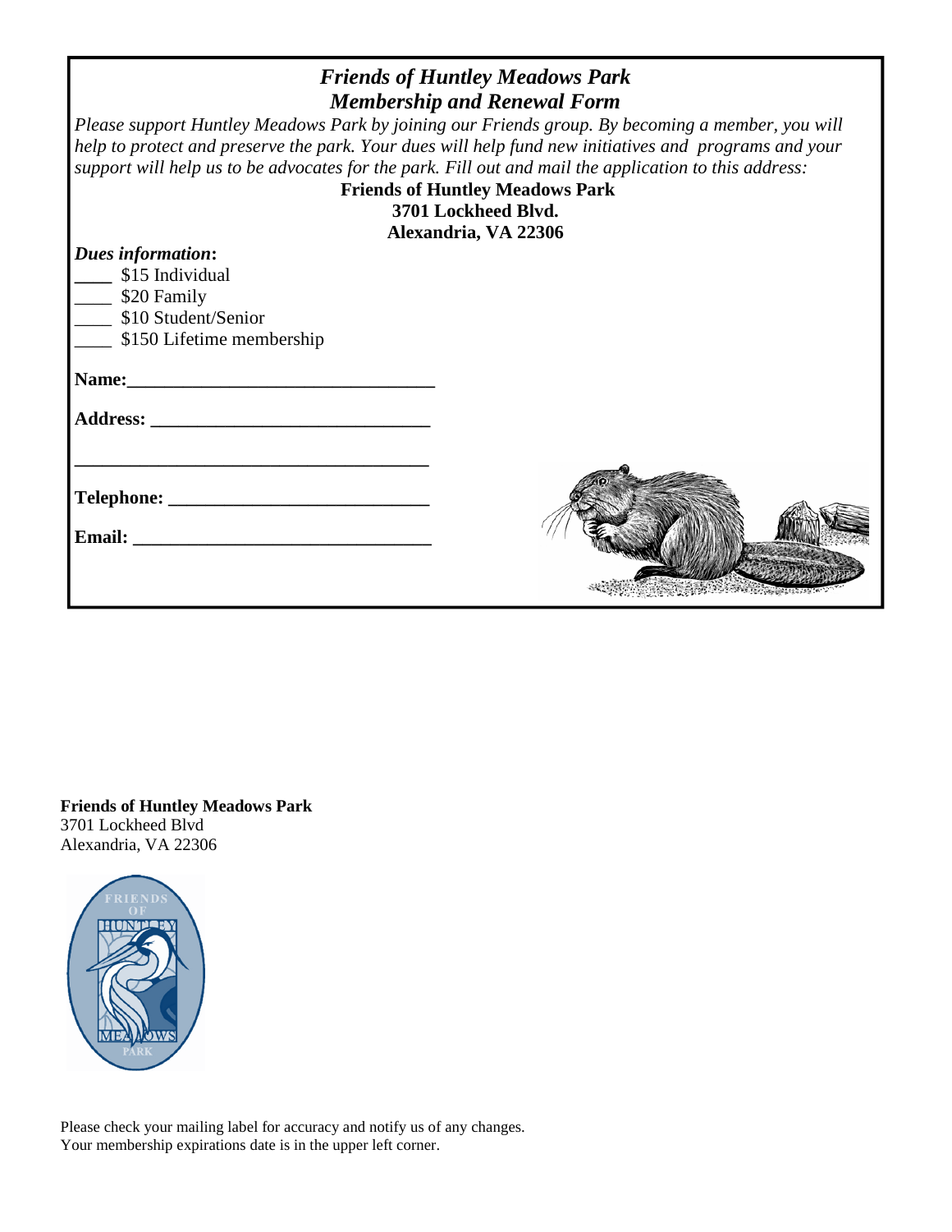## *Friends of Huntley Meadows Park*
## *Membership and Renewal Form*

*Please support Huntley Meadows Park by joining our Friends group. By becoming a member, you will help to protect and preserve the park. Your dues will help fund new initiatives and programs and your support will help us to be advocates for the park. Fill out and mail the application to this address:*

**Friends of Huntley Meadows Park**
**3701 Lockheed Blvd.**
**Alexandria, VA 22306**

***Dues information*:**

____ $15 Individual
____ $20 Family
____ $10 Student/Senior
____ $150 Lifetime membership

**Name:**________________________________

**Address:** ______________________________

______________________________________

**Telephone:** ____________________________

**Email:** ________________________________

**Friends of Huntley Meadows Park**
3701 Lockheed Blvd
Alexandria, VA 22306

Please check your mailing label for accuracy and notify us of any changes.
Your membership expirations date is in the upper left corner.